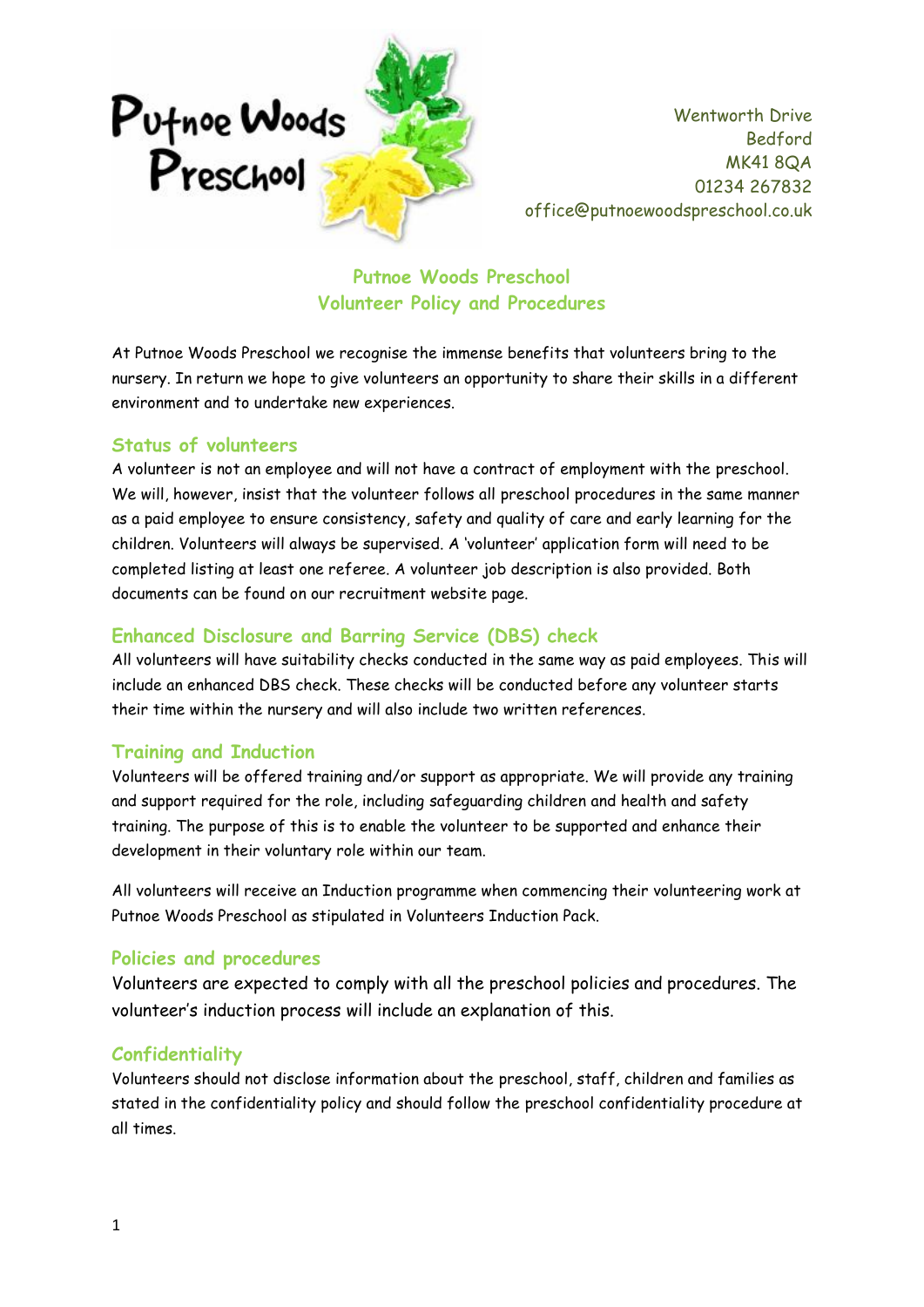Putnoe Woods Preschool

Wentworth Drive
Bedford
MK41 8QA
01234 267832
office@putnoewoodspreschool.co.uk

# Putnoe Woods Preschool
# Volunteer Policy and Procedures

At Putnoe Woods Preschool we recognise the immense benefits that volunteers bring to the nursery. In return we hope to give volunteers an opportunity to share their skills in a different environment and to undertake new experiences.

## Status of volunteers

A volunteer is not an employee and will not have a contract of employment with the preschool. We will, however, insist that the volunteer follows all preschool procedures in the same manner as a paid employee to ensure consistency, safety and quality of care and early learning for the children. Volunteers will always be supervised. A 'volunteer' application form will need to be completed listing at least one referee. A volunteer job description is also provided. Both documents can be found on our recruitment website page.

## Enhanced Disclosure and Barring Service (DBS) check

All volunteers will have suitability checks conducted in the same way as paid employees. This will include an enhanced DBS check. These checks will be conducted before any volunteer starts their time within the nursery and will also include two written references.

## Training and Induction

Volunteers will be offered training and/or support as appropriate. We will provide any training and support required for the role, including safeguarding children and health and safety training. The purpose of this is to enable the volunteer to be supported and enhance their development in their voluntary role within our team.

All volunteers will receive an Induction programme when commencing their volunteering work at Putnoe Woods Preschool as stipulated in Volunteers Induction Pack.

## Policies and procedures

Volunteers are expected to comply with all the preschool policies and procedures. The volunteer's induction process will include an explanation of this.

## Confidentiality

Volunteers should not disclose information about the preschool, staff, children and families as stated in the confidentiality policy and should follow the preschool confidentiality procedure at all times.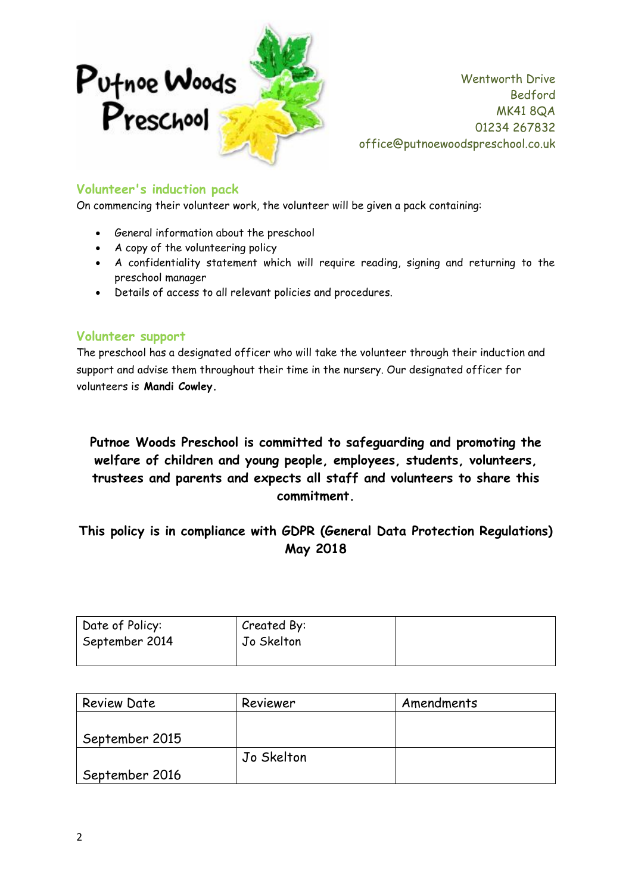**Putnoe Woods Preschool**

Wentworth Drive
Bedford
MK41 8QA
01234 267832
office@putnoewoodspreschool.co.uk

## Volunteer's induction pack

On commencing their volunteer work, the volunteer will be given a pack containing:

- General information about the preschool
- A copy of the volunteering policy
- A confidentiality statement which will require reading, signing and returning to the preschool manager
- Details of access to all relevant policies and procedures.

## Volunteer support

The preschool has a designated officer who will take the volunteer through their induction and support and advise them throughout their time in the nursery. Our designated officer for volunteers is **Mandi Cowley.**

**Putnoe Woods Preschool is committed to safeguarding and promoting the welfare of children and young people, employees, students, volunteers, trustees and parents and expects all staff and volunteers to share this commitment.**

**This policy is in compliance with GDPR (General Data Protection Regulations) May 2018**

| Date of Policy: September 2014 | Created By: Jo Skelton | |
|---|---|---|

| Review Date | Reviewer | Amendments |
|---|---|---|
| September 2015 | | |
| September 2016 | Jo Skelton | |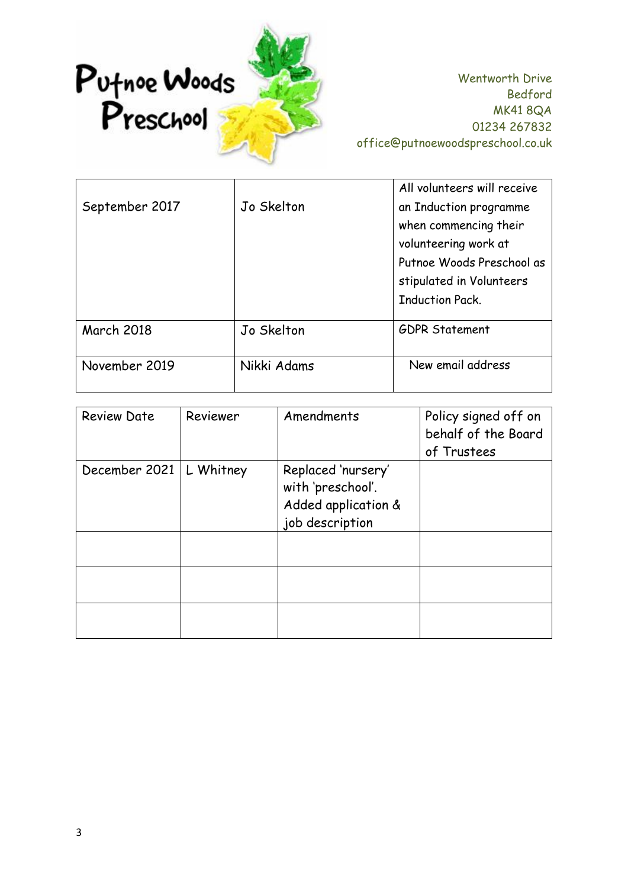Putnoe Woods Preschool

Wentworth Drive
Bedford
MK41 8QA
01234 267832
office@putnoewoodspreschool.co.uk

| | | |
|---|---|---|
| September 2017 | Jo Skelton | All volunteers will receive an Induction programme when commencing their volunteering work at Putnoe Woods Preschool as stipulated in Volunteers Induction Pack. |
| March 2018 | Jo Skelton | GDPR Statement |
| November 2019 | Nikki Adams | New email address |

| Review Date | Reviewer | Amendments | Policy signed off on behalf of the Board of Trustees |
|---|---|---|---|
| December 2021 | L Whitney | Replaced 'nursery' with 'preschool'. Added application & job description | |
| | | | |
| | | | |
| | | | |